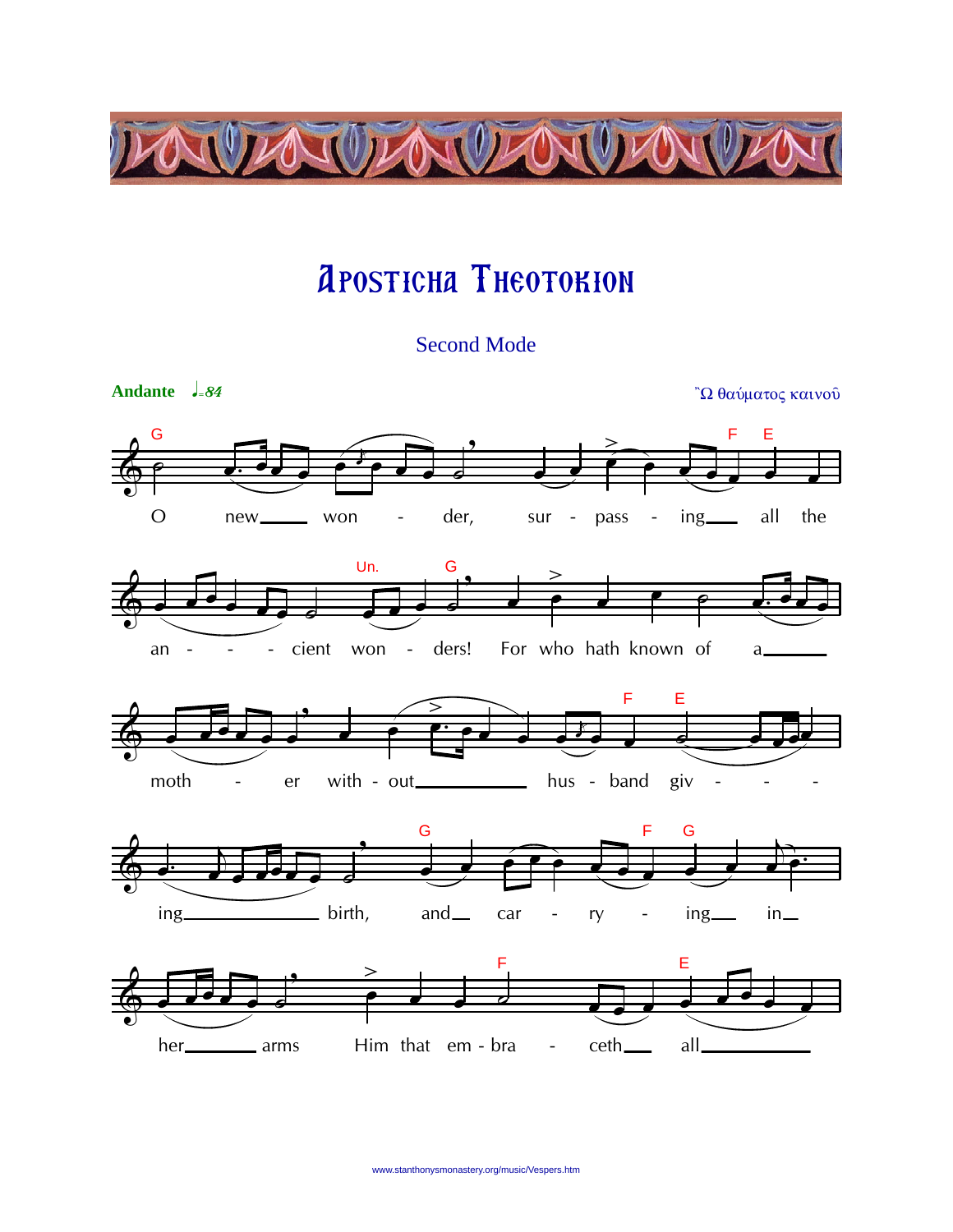# Aposticha Theotokion

Second Mode

**Andante** ♩=84

Ὢ θαύματος καινοῦ

O new won - der, sur - pass - ing all the an - - - cient won - ders! For who hath known of a moth - er with - out hus - band giv - - - ing birth, and car - ry - ing in her arms Him that em - bra - ceth all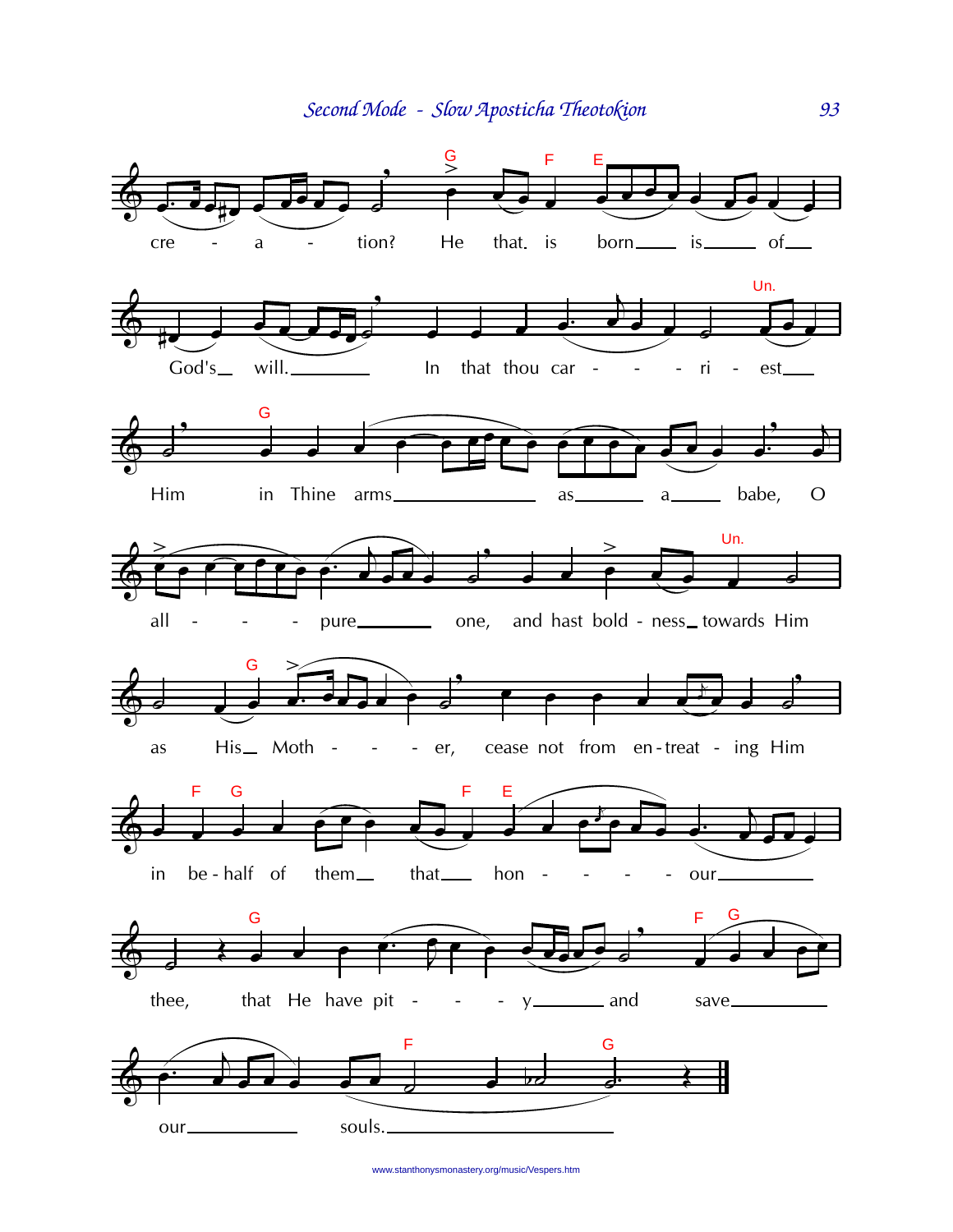cre - a - tion? He that. is born is of

God's will. In that thou car - - - ri - est

Him in Thine arms as a babe, O

all - - - pure one, and hast bold - ness towards Him

as His Moth - - - er, cease not from en - treat - ing Him

in be - half of them that hon - - - - our

thee, that He have pit - - - y and save

our souls.